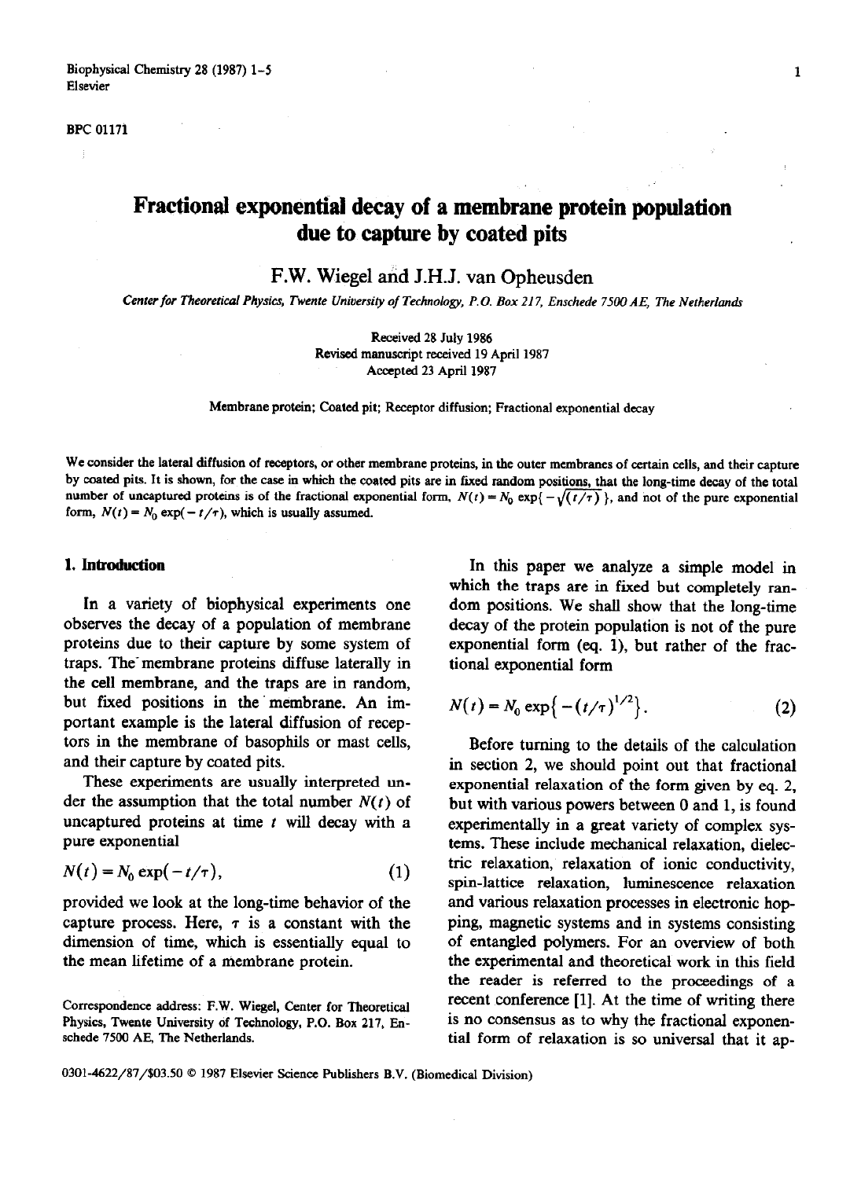BPC 01171

# Fractional exponential decay of a membrane protein population due to capture by coated pits

F.W. Wiegel and J.H.J. van Opheusden

*Center for Theoretical Physics, Twente University of Technology, P.O. Box 217, Enschede 7500 AE, The Netherlands*

Received 28 July 1986
Revised manuscript received 19 April 1987
Accepted 23 April 1987

Membrane protein; Coated pit; Receptor diffusion; Fractional exponential decay

**We consider the lateral diffusion of receptors, or other membrane proteins, in the outer membranes of certain cells, and their capture by coated pits. It is shown, for the case in which the coated pits are in fixed random positions, that the long-time decay of the total number of uncaptured proteins is of the fractional exponential form, $N(t) = N_0 \exp\{-\sqrt{(t/\tau)}\}$, and not of the pure exponential form, $N(t) = N_0 \exp(-t/\tau)$, which is usually assumed.**

## 1. Introduction

In a variety of biophysical experiments one observes the decay of a population of membrane proteins due to their capture by some system of traps. The membrane proteins diffuse laterally in the cell membrane, and the traps are in random, but fixed positions in the membrane. An important example is the lateral diffusion of receptors in the membrane of basophils or mast cells, and their capture by coated pits.

These experiments are usually interpreted under the assumption that the total number $N(t)$ of uncaptured proteins at time $t$ will decay with a pure exponential

$$N(t) = N_0 \exp(-t/\tau), \tag{1}$$

provided we look at the long-time behavior of the capture process. Here, $\tau$ is a constant with the dimension of time, which is essentially equal to the mean lifetime of a membrane protein.

Correspondence address: F.W. Wiegel, Center for Theoretical Physics, Twente University of Technology, P.O. Box 217, Enschede 7500 AE, The Netherlands.

In this paper we analyze a simple model in which the traps are in fixed but completely random positions. We shall show that the long-time decay of the protein population is not of the pure exponential form (eq. 1), but rather of the fractional exponential form

$$N(t) = N_0 \exp\{-(t/\tau)^{1/2}\}. \tag{2}$$

Before turning to the details of the calculation in section 2, we should point out that fractional exponential relaxation of the form given by eq. 2, but with various powers between 0 and 1, is found experimentally in a great variety of complex systems. These include mechanical relaxation, dielectric relaxation, relaxation of ionic conductivity, spin-lattice relaxation, luminescence relaxation and various relaxation processes in electronic hopping, magnetic systems and in systems consisting of entangled polymers. For an overview of both the experimental and theoretical work in this field the reader is referred to the proceedings of a recent conference [1]. At the time of writing there is no consensus as to why the fractional exponential form of relaxation is so universal that it ap-

0301-4622/87/$03.50 © 1987 Elsevier Science Publishers B.V. (Biomedical Division)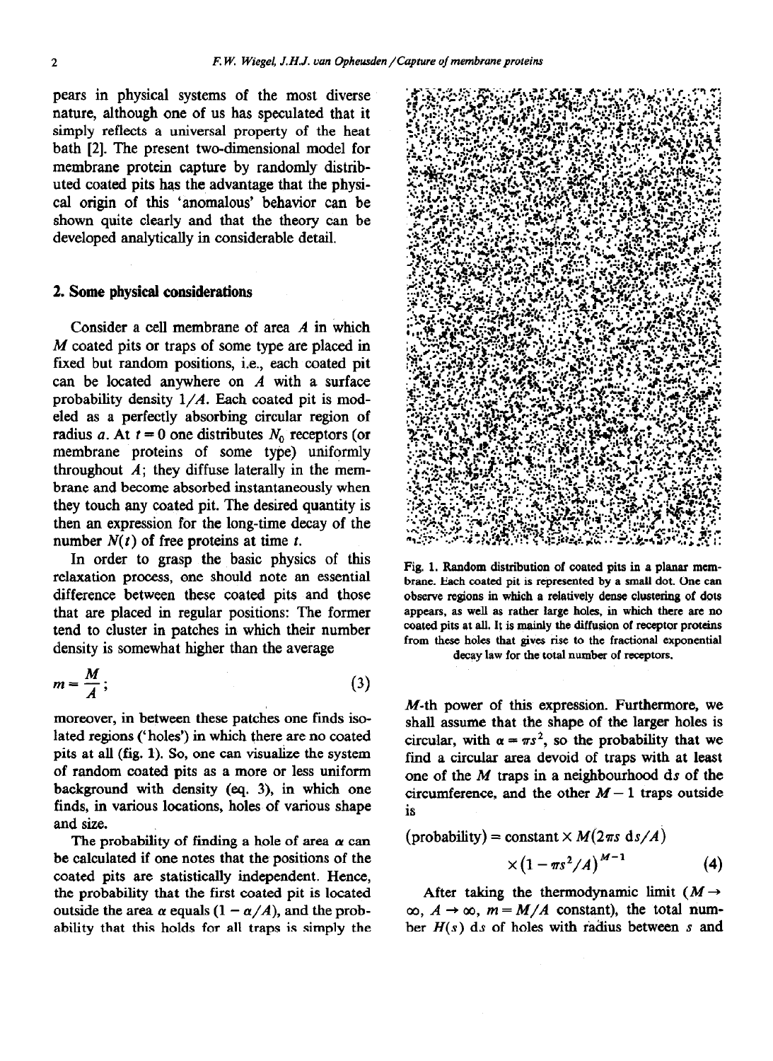pears in physical systems of the most diverse nature, although one of us has speculated that it simply reflects a universal property of the heat bath [2]. The present two-dimensional model for membrane protein capture by randomly distributed coated pits has the advantage that the physical origin of this 'anomalous' behavior can be shown quite clearly and that the theory can be developed analytically in considerable detail.

## 2. Some physical considerations

Consider a cell membrane of area $A$ in which $M$ coated pits or traps of some type are placed in fixed but random positions, i.e., each coated pit can be located anywhere on $A$ with a surface probability density $1/A$. Each coated pit is modeled as a perfectly absorbing circular region of radius $a$. At $t = 0$ one distributes $N_0$ receptors (or membrane proteins of some type) uniformly throughout $A$; they diffuse laterally in the membrane and become absorbed instantaneously when they touch any coated pit. The desired quantity is then an expression for the long-time decay of the number $N(t)$ of free proteins at time $t$.

In order to grasp the basic physics of this relaxation process, one should note an essential difference between these coated pits and those that are placed in regular positions: The former tend to cluster in patches in which their number density is somewhat higher than the average

$$m = \frac{M}{A}; \tag{3}$$

moreover, in between these patches one finds isolated regions ('holes') in which there are no coated pits at all (fig. 1). So, one can visualize the system of random coated pits as a more or less uniform background with density (eq. 3), in which one finds, in various locations, holes of various shape and size.

The probability of finding a hole of area $\alpha$ can be calculated if one notes that the positions of the coated pits are statistically independent. Hence, the probability that the first coated pit is located outside the area $\alpha$ equals $(1 - \alpha/A)$, and the probability that this holds for all traps is simply the $M$-th power of this expression. Furthermore, we shall assume that the shape of the larger holes is circular, with $\alpha = \pi s^2$, so the probability that we find a circular area devoid of traps with at least one of the $M$ traps in a neighbourhood $ds$ of the circumference, and the other $M - 1$ traps outside is

$$(\text{probability}) = \text{constant} \times M(2\pi s \, ds/A) \times \left(1 - \pi s^2/A\right)^{M-1} \tag{4}$$

After taking the thermodynamic limit ($M \to \infty$, $A \to \infty$, $m = M/A$ constant), the total number $H(s)\,ds$ of holes with radius between $s$ and

Fig. 1. Random distribution of coated pits in a planar membrane. Each coated pit is represented by a small dot. One can observe regions in which a relatively dense clustering of dots appears, as well as rather large holes, in which there are no coated pits at all. It is mainly the diffusion of receptor proteins from these holes that gives rise to the fractional exponential decay law for the total number of receptors.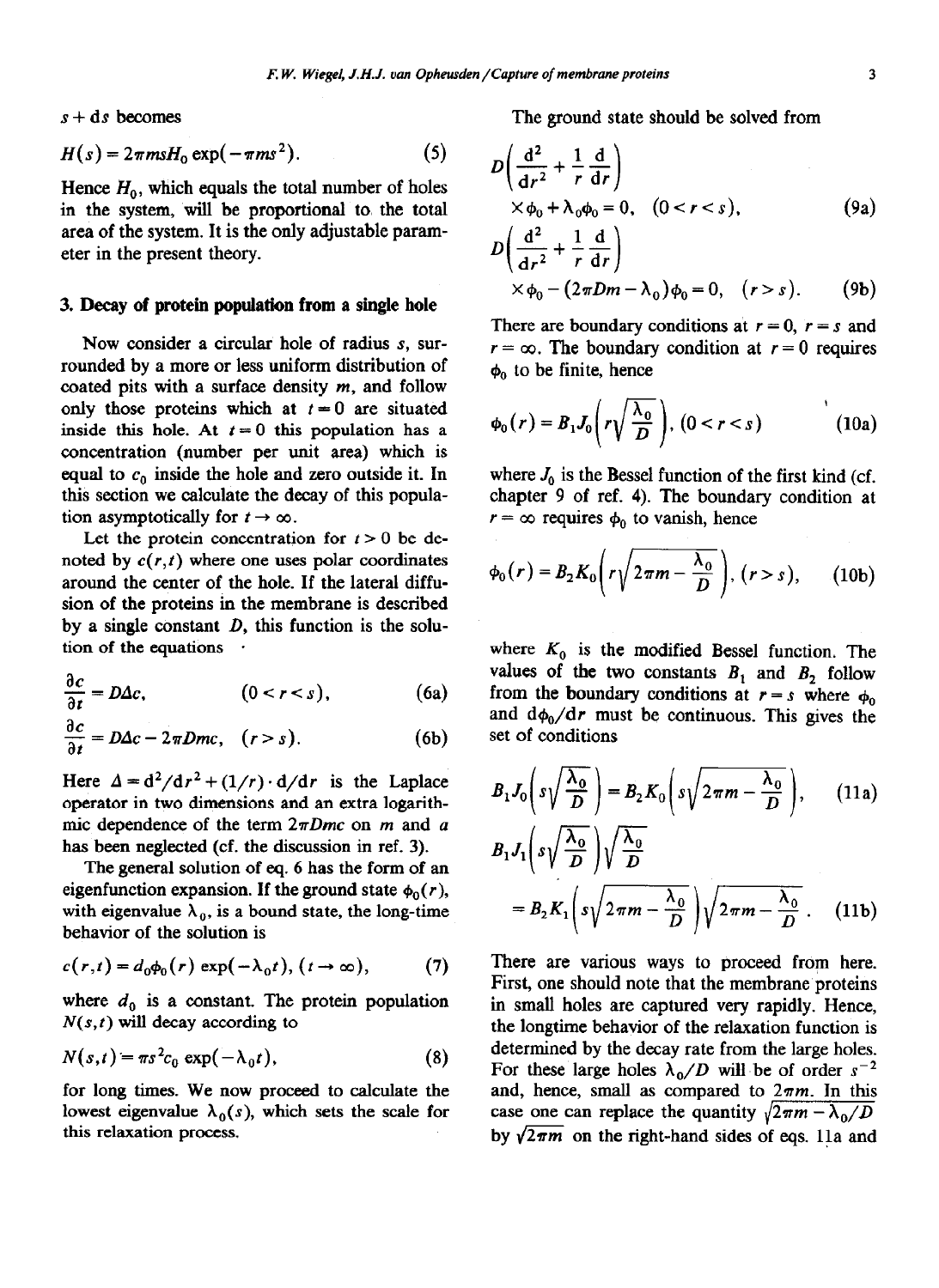$s + ds$ becomes

$$H(s) = 2\pi m s H_0 \exp(-\pi m s^2). \tag{5}$$

Hence $H_0$, which equals the total number of holes in the system, will be proportional to the total area of the system. It is the only adjustable parameter in the present theory.

## 3. Decay of protein population from a single hole

Now consider a circular hole of radius $s$, surrounded by a more or less uniform distribution of coated pits with a surface density $m$, and follow only those proteins which at $t = 0$ are situated inside this hole. At $t = 0$ this population has a concentration (number per unit area) which is equal to $c_0$ inside the hole and zero outside it. In this section we calculate the decay of this population asymptotically for $t \to \infty$.

Let the protein concentration for $t > 0$ be denoted by $c(r,t)$ where one uses polar coordinates around the center of the hole. If the lateral diffusion of the proteins in the membrane is described by a single constant $D$, this function is the solution of the equations

$$\frac{\partial c}{\partial t} = D\Delta c, \qquad (0 < r < s), \tag{6a}$$

$$\frac{\partial c}{\partial t} = D\Delta c - 2\pi D m c, \quad (r > s). \tag{6b}$$

Here $\Delta = \mathrm{d}^2/\mathrm{d}r^2 + (1/r)\cdot \mathrm{d}/\mathrm{d}r$ is the Laplace operator in two dimensions and an extra logarithmic dependence of the term $2\pi D m c$ on $m$ and $a$ has been neglected (cf. the discussion in ref. 3).

The general solution of eq. 6 has the form of an eigenfunction expansion. If the ground state $\phi_0(r)$, with eigenvalue $\lambda_0$, is a bound state, the long-time behavior of the solution is

$$c(r,t) = d_0 \phi_0(r) \exp(-\lambda_0 t), \; (t \to \infty), \tag{7}$$

where $d_0$ is a constant. The protein population $N(s,t)$ will decay according to

$$N(s,t) = \pi s^2 c_0 \exp(-\lambda_0 t), \tag{8}$$

for long times. We now proceed to calculate the lowest eigenvalue $\lambda_0(s)$, which sets the scale for this relaxation process.

The ground state should be solved from

$$D\left(\frac{\mathrm{d}^2}{\mathrm{d}r^2} + \frac{1}{r}\frac{\mathrm{d}}{\mathrm{d}r}\right) \times \phi_0 + \lambda_0 \phi_0 = 0, \quad (0 < r < s), \tag{9a}$$

$$D\left(\frac{\mathrm{d}^2}{\mathrm{d}r^2} + \frac{1}{r}\frac{\mathrm{d}}{\mathrm{d}r}\right) \times \phi_0 - (2\pi D m - \lambda_0)\phi_0 = 0, \quad (r > s). \tag{9b}$$

There are boundary conditions at $r = 0$, $r = s$ and $r = \infty$. The boundary condition at $r = 0$ requires $\phi_0$ to be finite, hence

$$\phi_0(r) = B_1 J_0\left(r\sqrt{\frac{\lambda_0}{D}}\right), \; (0 < r < s) \tag{10a}$$

where $J_0$ is the Bessel function of the first kind (cf. chapter 9 of ref. 4). The boundary condition at $r = \infty$ requires $\phi_0$ to vanish, hence

$$\phi_0(r) = B_2 K_0\left(r\sqrt{2\pi m - \frac{\lambda_0}{D}}\right), \; (r > s), \tag{10b}$$

where $K_0$ is the modified Bessel function. The values of the two constants $B_1$ and $B_2$ follow from the boundary conditions at $r = s$ where $\phi_0$ and $\mathrm{d}\phi_0/\mathrm{d}r$ must be continuous. This gives the set of conditions

$$B_1 J_0\left(s\sqrt{\frac{\lambda_0}{D}}\right) = B_2 K_0\left(s\sqrt{2\pi m - \frac{\lambda_0}{D}}\right), \tag{11a}$$

$$B_1 J_1\left(s\sqrt{\frac{\lambda_0}{D}}\right)\sqrt{\frac{\lambda_0}{D}} = B_2 K_1\left(s\sqrt{2\pi m - \frac{\lambda_0}{D}}\right)\sqrt{2\pi m - \frac{\lambda_0}{D}}. \tag{11b}$$

There are various ways to proceed from here. First, one should note that the membrane proteins in small holes are captured very rapidly. Hence, the longtime behavior of the relaxation function is determined by the decay rate from the large holes. For these large holes $\lambda_0/D$ will be of order $s^{-2}$ and, hence, small as compared to $2\pi m$. In this case one can replace the quantity $\sqrt{2\pi m - \lambda_0/D}$ by $\sqrt{2\pi m}$ on the right-hand sides of eqs. 11a and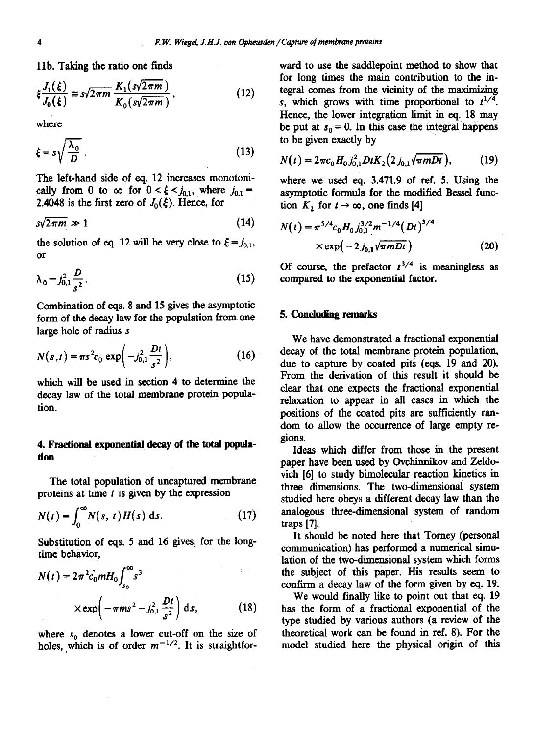11b. Taking the ratio one finds

$$\xi \frac{J_1(\xi)}{J_0(\xi)} = s\sqrt{2\pi m}\,\frac{K_1(s\sqrt{2\pi m})}{K_0(s\sqrt{2\pi m})}, \tag{12}$$

where

$$\xi = s\sqrt{\frac{\lambda_0}{D}}. \tag{13}$$

The left-hand side of eq. 12 increases monotonically from 0 to $\infty$ for $0 < \xi < j_{0,1}$, where $j_{0,1} = 2.4048$ is the first zero of $J_0(\xi)$. Hence, for

$$s\sqrt{2\pi m} \gg 1 \tag{14}$$

the solution of eq. 12 will be very close to $\xi = j_{0,1}$, or

$$\lambda_0 = j_{0,1}^2 \frac{D}{s^2}. \tag{15}$$

Combination of eqs. 8 and 15 gives the asymptotic form of the decay law for the population from one large hole of radius $s$

$$N(s,t) = \pi s^2 c_0 \exp\left(-j_{0,1}^2 \frac{Dt}{s^2}\right), \tag{16}$$

which will be used in section 4 to determine the decay law of the total membrane protein population.

## 4. Fractional exponential decay of the total population

The total population of uncaptured membrane proteins at time $t$ is given by the expression

$$N(t) = \int_0^\infty N(s,t) H(s)\, \mathrm{d}s. \tag{17}$$

Substitution of eqs. 5 and 16 gives, for the long-time behavior,

$$N(t) = 2\pi^2 c_0 m H_0 \int_{s_0}^\infty s^3 \times \exp\left(-\pi m s^2 - j_{0,1}^2 \frac{Dt}{s^2}\right) \mathrm{d}s, \tag{18}$$

where $s_0$ denotes a lower cut-off on the size of holes, which is of order $m^{-1/2}$. It is straightforward to use the saddlepoint method to show that for long times the main contribution to the integral comes from the vicinity of the maximizing $s$, which grows with time proportional to $t^{1/4}$. Hence, the lower integration limit in eq. 18 may be put at $s_0 = 0$. In this case the integral happens to be given exactly by

$$N(t) = 2\pi c_0 H_0 j_{0,1}^2 D t K_2\left(2 j_{0,1}\sqrt{\pi m D t}\right), \tag{19}$$

where we used eq. 3.471.9 of ref. 5. Using the asymptotic formula for the modified Bessel function $K_2$ for $t \to \infty$, one finds [4]

$$N(t) = \pi^{5/4} c_0 H_0 j_{0,1}^{3/2} m^{-1/4} (Dt)^{3/4} \times \exp\left(-2 j_{0,1}\sqrt{\pi m D t}\right) \tag{20}$$

Of course, the prefactor $t^{3/4}$ is meaningless as compared to the exponential factor.

## 5. Concluding remarks

We have demonstrated a fractional exponential decay of the total membrane protein population, due to capture by coated pits (eqs. 19 and 20). From the derivation of this result it should be clear that one expects the fractional exponential relaxation to appear in all cases in which the positions of the coated pits are sufficiently random to allow the occurrence of large empty regions.

Ideas which differ from those in the present paper have been used by Ovchinnikov and Zeldovich [6] to study bimolecular reaction kinetics in three dimensions. The two-dimensional system studied here obeys a different decay law than the analogous three-dimensional system of random traps [7].

It should be noted here that Torney (personal communication) has performed a numerical simulation of the two-dimensional system which forms the subject of this paper. His results seem to confirm a decay law of the form given by eq. 19.

We would finally like to point out that eq. 19 has the form of a fractional exponential of the type studied by various authors (a review of the theoretical work can be found in ref. 8). For the model studied here the physical origin of this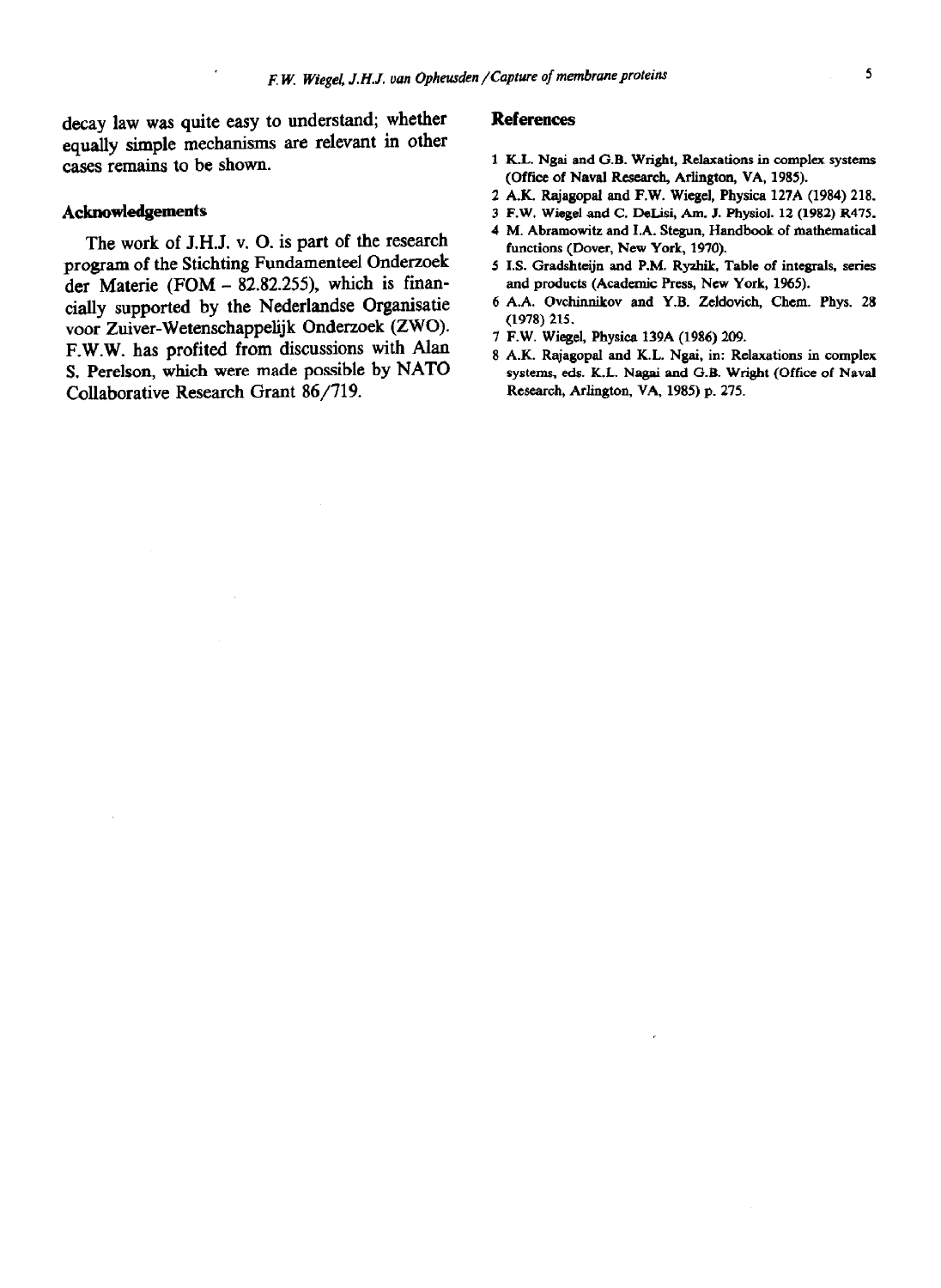decay law was quite easy to understand; whether equally simple mechanisms are relevant in other cases remains to be shown.

## Acknowledgements

The work of J.H.J. v. O. is part of the research program of the Stichting Fundamenteel Onderzoek der Materie (FOM – 82.82.255), which is financially supported by the Nederlandse Organisatie voor Zuiver-Wetenschappelijk Onderzoek (ZWO). F.W.W. has profited from discussions with Alan S. Perelson, which were made possible by NATO Collaborative Research Grant 86/719.

## References

1. K.L. Ngai and G.B. Wright, Relaxations in complex systems (Office of Naval Research, Arlington, VA, 1985).
2. A.K. Rajagopal and F.W. Wiegel, Physica 127A (1984) 218.
3. F.W. Wiegel and C. DeLisi, Am. J. Physiol. 12 (1982) R475.
4. M. Abramowitz and I.A. Stegun, Handbook of mathematical functions (Dover, New York, 1970).
5. I.S. Gradshteijn and P.M. Ryzhik, Table of integrals, series and products (Academic Press, New York, 1965).
6. A.A. Ovchinnikov and Y.B. Zeldovich, Chem. Phys. 28 (1978) 215.
7. F.W. Wiegel, Physica 139A (1986) 209.
8. A.K. Rajagopal and K.L. Ngai, in: Relaxations in complex systems, eds. K.L. Nagai and G.B. Wright (Office of Naval Research, Arlington, VA, 1985) p. 275.